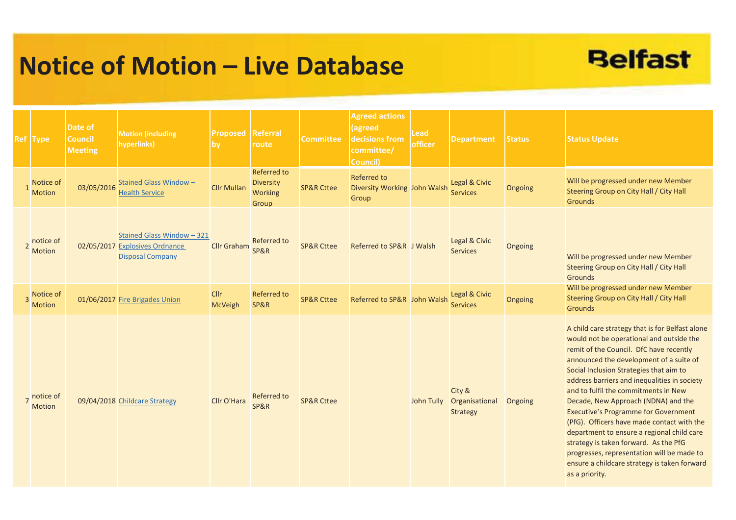# Notice of Motion – Live Database

Belfast

| Ref | Type | Date of Council Meeting | Motion (including hyperlinks) | Proposed by | Referral route | Committee | Agreed actions (agreed decisions from committee/ Council) | Lead officer | Department | Status | Status Update |
|---|---|---|---|---|---|---|---|---|---|---|---|
| 1 | Notice of Motion | 03/05/2016 | Stained Glass Window – Health Service | Cllr Mullan | Referred to Diversity Working Group | SP&R Cttee | Referred to Diversity Working Group | John Walsh | Legal & Civic Services | Ongoing | Will be progressed under new Member Steering Group on City Hall / City Hall Grounds |
| 2 | notice of Motion | 02/05/2017 | Stained Glass Window – 321 Explosives Ordnance Disposal Company | Cllr Graham | Referred to SP&R | SP&R Cttee | Referred to SP&R | J Walsh | Legal & Civic Services | Ongoing | Will be progressed under new Member Steering Group on City Hall / City Hall Grounds |
| 3 | Notice of Motion | 01/06/2017 | Fire Brigades Union | Cllr McVeigh | Referred to SP&R | SP&R Cttee | Referred to SP&R | John Walsh | Legal & Civic Services | Ongoing | Will be progressed under new Member Steering Group on City Hall / City Hall Grounds |
| 7 | notice of Motion | 09/04/2018 | Childcare Strategy | Cllr O'Hara | Referred to SP&R | SP&R Cttee | | John Tully | City & Organisational Strategy | Ongoing | A child care strategy that is for Belfast alone would not be operational and outside the remit of the Council. DfC have recently announced the development of a suite of Social Inclusion Strategies that aim to address barriers and inequalities in society and to fulfil the commitments in New Decade, New Approach (NDNA) and the Executive's Programme for Government (PfG). Officers have made contact with the department to ensure a regional child care strategy is taken forward. As the PfG progresses, representation will be made to ensure a childcare strategy is taken forward as a priority. |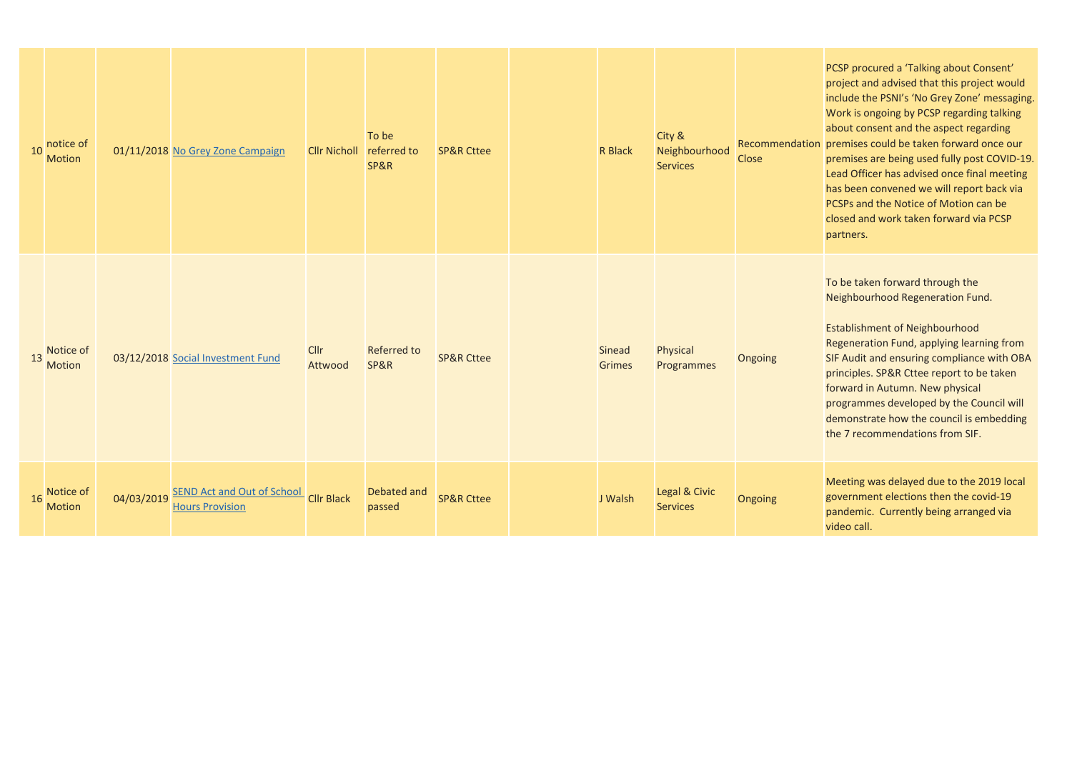| | | | | | | | | | | | |
|---|---|---|---|---|---|---|---|---|---|---|---|
| 10 | notice of Motion | | 01/11/2018 | No Grey Zone Campaign | Cllr Nicholl | To be referred to SP&R | SP&R Cttee | | R Black | City & Neighbourhood Services | Recommendation Close | PCSP procured a 'Talking about Consent' project and advised that this project would include the PSNI's 'No Grey Zone' messaging. Work is ongoing by PCSP regarding talking about consent and the aspect regarding premises could be taken forward once our premises are being used fully post COVID-19. Lead Officer has advised once final meeting has been convened we will report back via PCSPs and the Notice of Motion can be closed and work taken forward via PCSP partners. |
| 13 | Notice of Motion | | 03/12/2018 | Social Investment Fund | Cllr Attwood | Referred to SP&R | SP&R Cttee | | Sinead Grimes | Physical Programmes | Ongoing | To be taken forward through the Neighbourhood Regeneration Fund.<br><br>Establishment of Neighbourhood Regeneration Fund, applying learning from SIF Audit and ensuring compliance with OBA principles. SP&R Cttee report to be taken forward in Autumn. New physical programmes developed by the Council will demonstrate how the council is embedding the 7 recommendations from SIF. |
| 16 | Notice of Motion | | 04/03/2019 | SEND Act and Out of School Hours Provision | Cllr Black | Debated and passed | SP&R Cttee | | J Walsh | Legal & Civic Services | Ongoing | Meeting was delayed due to the 2019 local government elections then the covid-19 pandemic. Currently being arranged via video call. |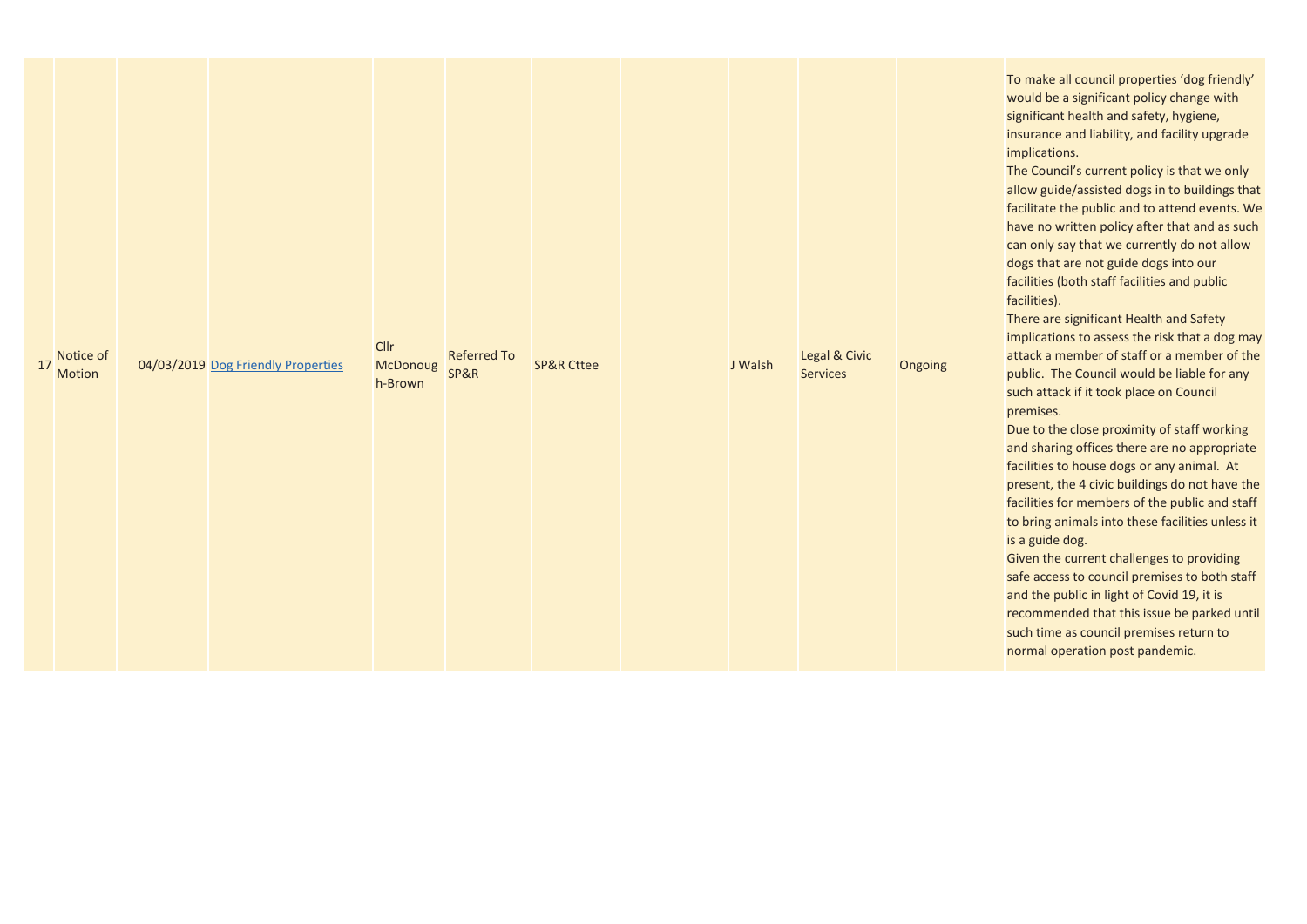| 17 | Notice of Motion | | 04/03/2019 | Dog Friendly Properties | Cllr McDonough-Brown | Referred To SP&R | SP&R Cttee | | J Walsh | Legal & Civic Services | Ongoing | To make all council properties 'dog friendly' would be a significant policy change with significant health and safety, hygiene, insurance and liability, and facility upgrade implications.<br>The Council's current policy is that we only allow guide/assisted dogs in to buildings that facilitate the public and to attend events. We have no written policy after that and as such can only say that we currently do not allow dogs that are not guide dogs into our facilities (both staff facilities and public facilities).<br>There are significant Health and Safety implications to assess the risk that a dog may attack a member of staff or a member of the public. The Council would be liable for any such attack if it took place on Council premises.<br>Due to the close proximity of staff working and sharing offices there are no appropriate facilities to house dogs or any animal. At present, the 4 civic buildings do not have the facilities for members of the public and staff to bring animals into these facilities unless it is a guide dog.<br>Given the current challenges to providing safe access to council premises to both staff and the public in light of Covid 19, it is recommended that this issue be parked until such time as council premises return to normal operation post pandemic. |
|---|---|---|---|---|---|---|---|---|---|---|---|---|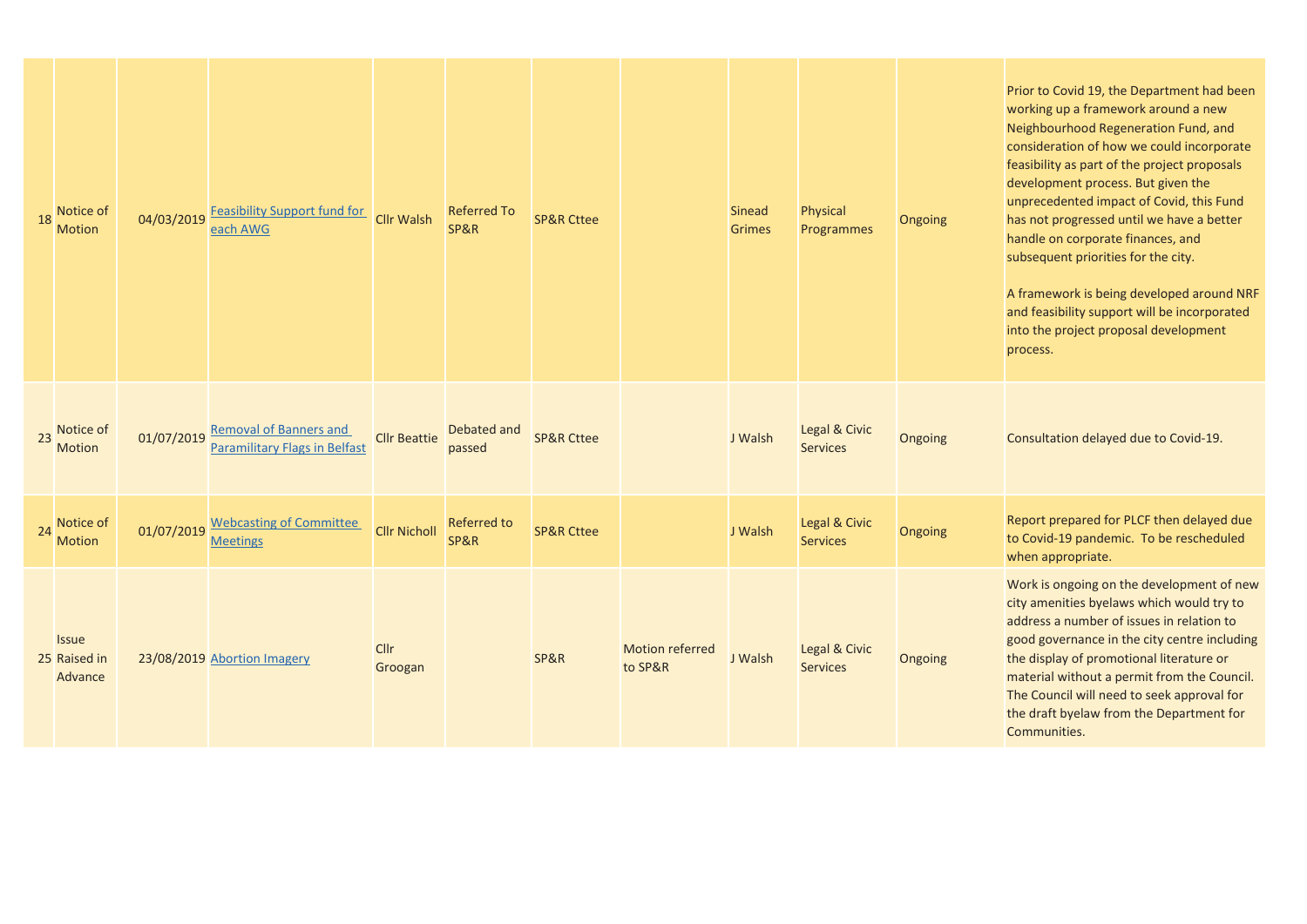| | | | | | | | | | | | |
|---|---|---|---|---|---|---|---|---|---|---|---|
| 18 | Notice of Motion | 04/03/2019 | Feasibility Support fund for each AWG | Cllr Walsh | Referred To SP&R | SP&R Cttee | | Sinead Grimes | Physical Programmes | Ongoing | Prior to Covid 19, the Department had been working up a framework around a new Neighbourhood Regeneration Fund, and consideration of how we could incorporate feasibility as part of the project proposals development process. But given the unprecedented impact of Covid, this Fund has not progressed until we have a better handle on corporate finances, and subsequent priorities for the city.<br><br>A framework is being developed around NRF and feasibility support will be incorporated into the project proposal development process. |
| 23 | Notice of Motion | 01/07/2019 | Removal of Banners and Paramilitary Flags in Belfast | Cllr Beattie | Debated and passed | SP&R Cttee | | J Walsh | Legal & Civic Services | Ongoing | Consultation delayed due to Covid-19. |
| 24 | Notice of Motion | 01/07/2019 | Webcasting of Committee Meetings | Cllr Nicholl | Referred to SP&R | SP&R Cttee | | J Walsh | Legal & Civic Services | Ongoing | Report prepared for PLCF then delayed due to Covid-19 pandemic. To be rescheduled when appropriate. |
| 25 | Issue Raised in Advance | 23/08/2019 | Abortion Imagery | Cllr Groogan | | SP&R | Motion referred to SP&R | J Walsh | Legal & Civic Services | Ongoing | Work is ongoing on the development of new city amenities byelaws which would try to address a number of issues in relation to good governance in the city centre including the display of promotional literature or material without a permit from the Council. The Council will need to seek approval for the draft byelaw from the Department for Communities. |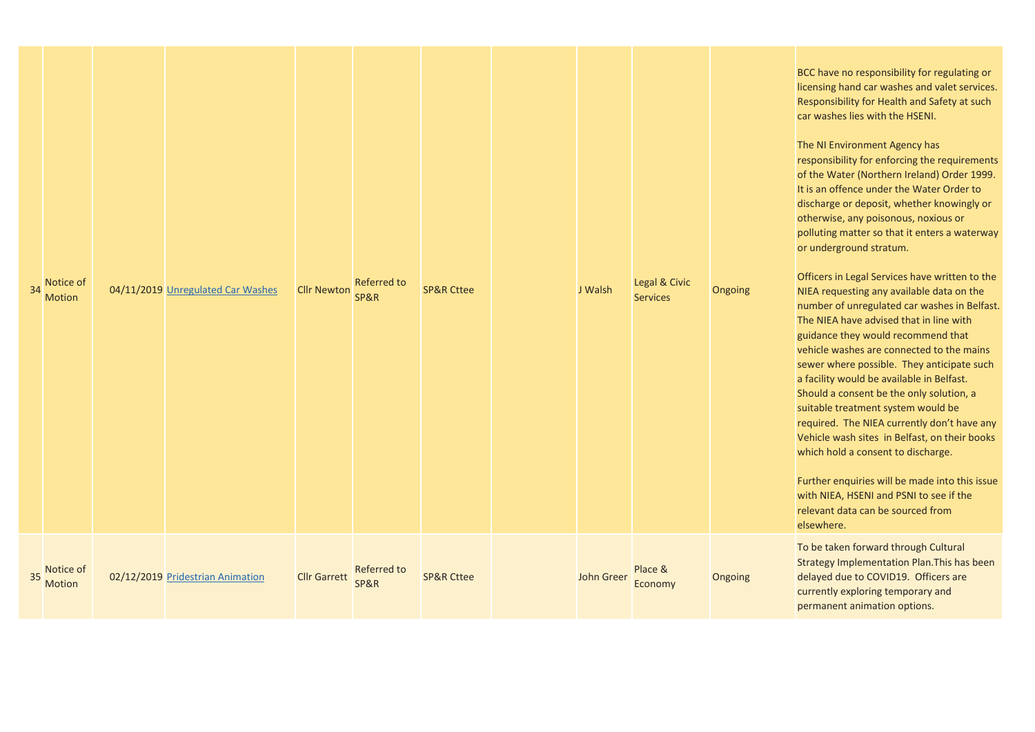| | | | | | | | | | | | |
|---|---|---|---|---|---|---|---|---|---|---|---|
| 34 | Notice of Motion | 04/11/2019 | Unregulated Car Washes | Cllr Newton | Referred to SP&R | SP&R Cttee | | J Walsh | Legal & Civic Services | Ongoing | BCC have no responsibility for regulating or licensing hand car washes and valet services. Responsibility for Health and Safety at such car washes lies with the HSENI.<br><br>The NI Environment Agency has responsibility for enforcing the requirements of the Water (Northern Ireland) Order 1999. It is an offence under the Water Order to discharge or deposit, whether knowingly or otherwise, any poisonous, noxious or polluting matter so that it enters a waterway or underground stratum.<br><br>Officers in Legal Services have written to the NIEA requesting any available data on the number of unregulated car washes in Belfast. The NIEA have advised that in line with guidance they would recommend that vehicle washes are connected to the mains sewer where possible. They anticipate such a facility would be available in Belfast. Should a consent be the only solution, a suitable treatment system would be required. The NIEA currently don't have any Vehicle wash sites in Belfast, on their books which hold a consent to discharge.<br><br>Further enquiries will be made into this issue with NIEA, HSENI and PSNI to see if the relevant data can be sourced from elsewhere. |
| 35 | Notice of Motion | 02/12/2019 | Pridestrian Animation | Cllr Garrett | Referred to SP&R | SP&R Cttee | | John Greer | Place & Economy | Ongoing | To be taken forward through Cultural Strategy Implementation Plan.This has been delayed due to COVID19. Officers are currently exploring temporary and permanent animation options. |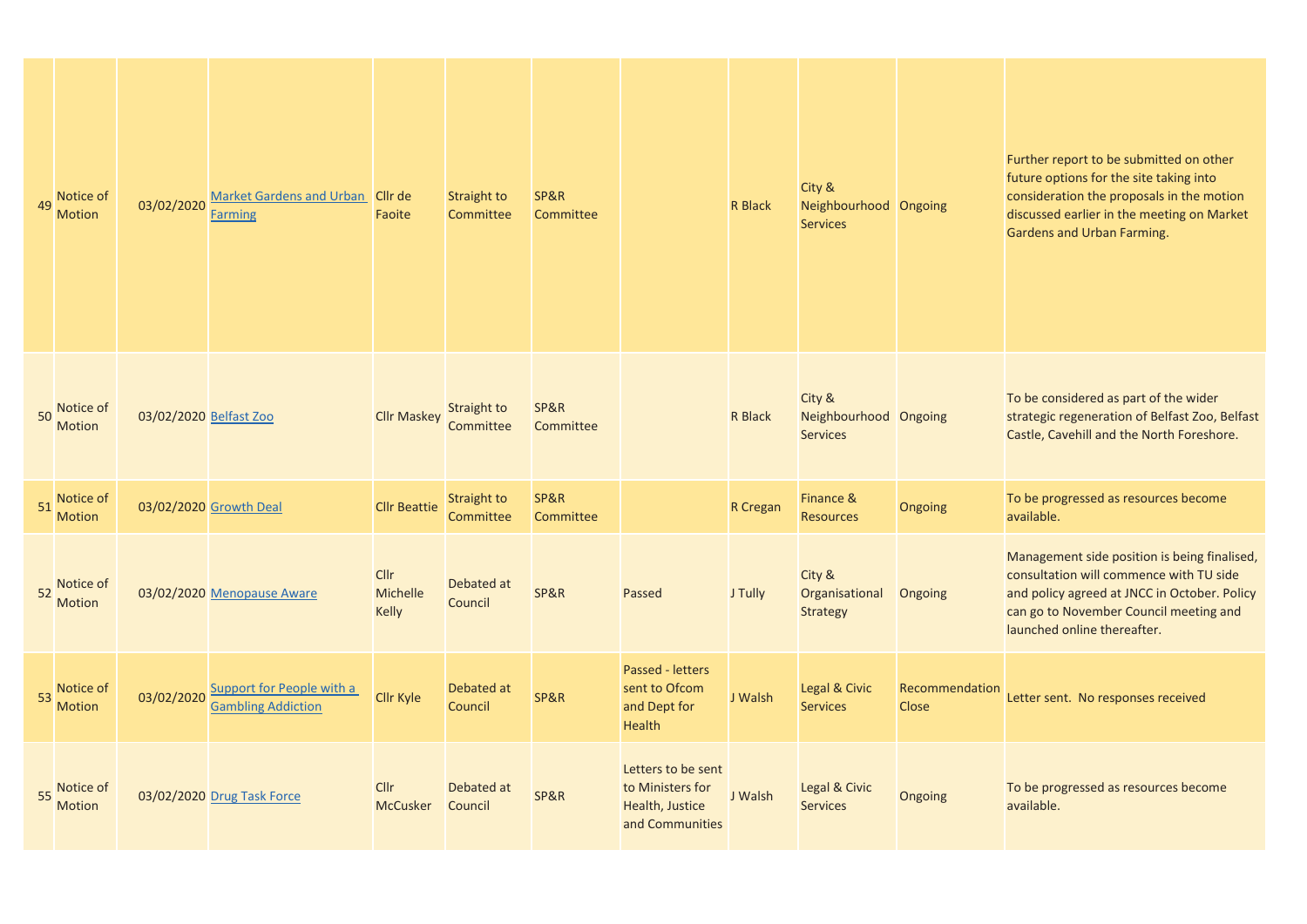| | | | | | | | | | | | |
|---|---|---|---|---|---|---|---|---|---|---|---|
| 49 | Notice of Motion | 03/02/2020 | Market Gardens and Urban Farming | Cllr de Faoite | Straight to Committee | SP&R Committee | | R Black | City & Neighbourhood Services | Ongoing | Further report to be submitted on other future options for the site taking into consideration the proposals in the motion discussed earlier in the meeting on Market Gardens and Urban Farming. |
| 50 | Notice of Motion | 03/02/2020 | Belfast Zoo | Cllr Maskey | Straight to Committee | SP&R Committee | | R Black | City & Neighbourhood Services | Ongoing | To be considered as part of the wider strategic regeneration of Belfast Zoo, Belfast Castle, Cavehill and the North Foreshore. |
| 51 | Notice of Motion | 03/02/2020 | Growth Deal | Cllr Beattie | Straight to Committee | SP&R Committee | | R Cregan | Finance & Resources | Ongoing | To be progressed as resources become available. |
| 52 | Notice of Motion | 03/02/2020 | Menopause Aware | Cllr Michelle Kelly | Debated at Council | SP&R | Passed | J Tully | City & Organisational Strategy | Ongoing | Management side position is being finalised, consultation will commence with TU side and policy agreed at JNCC in October. Policy can go to November Council meeting and launched online thereafter. |
| 53 | Notice of Motion | 03/02/2020 | Support for People with a Gambling Addiction | Cllr Kyle | Debated at Council | SP&R | Passed - letters sent to Ofcom and Dept for Health | J Walsh | Legal & Civic Services | Recommendation Close | Letter sent. No responses received |
| 55 | Notice of Motion | 03/02/2020 | Drug Task Force | Cllr McCusker | Debated at Council | SP&R | Letters to be sent to Ministers for Health, Justice and Communities | J Walsh | Legal & Civic Services | Ongoing | To be progressed as resources become available. |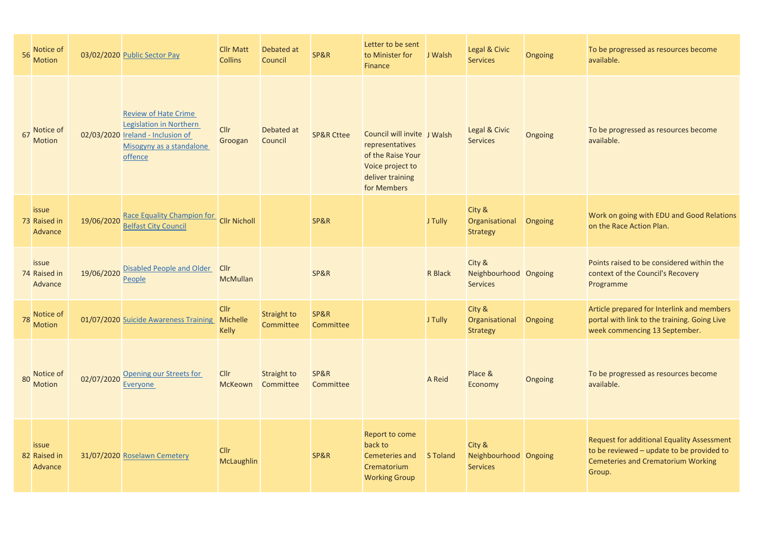| | | | | | | | | | | | |
|---|---|---|---|---|---|---|---|---|---|---|---|
| 56 | Notice of Motion | 03/02/2020 | Public Sector Pay | Cllr Matt Collins | Debated at Council | SP&R | Letter to be sent to Minister for Finance | J Walsh | Legal & Civic Services | Ongoing | To be progressed as resources become available. |
| 67 | Notice of Motion | 02/03/2020 | Review of Hate Crime Legislation in Northern Ireland - Inclusion of Misogyny as a standalone offence | Cllr Groogan | Debated at Council | SP&R Cttee | Council will invite representatives of the Raise Your Voice project to deliver training for Members | J Walsh | Legal & Civic Services | Ongoing | To be progressed as resources become available. |
| 73 | issue Raised in Advance | 19/06/2020 | Race Equality Champion for Belfast City Council | Cllr Nicholl | | SP&R | | J Tully | City & Organisational Strategy | Ongoing | Work on going with EDU and Good Relations on the Race Action Plan. |
| 74 | issue Raised in Advance | 19/06/2020 | Disabled People and Older People | Cllr McMullan | | SP&R | | R Black | City & Neighbourhood Services | Ongoing | Points raised to be considered within the context of the Council's Recovery Programme |
| 78 | Notice of Motion | 01/07/2020 | Suicide Awareness Training | Cllr Michelle Kelly | Straight to Committee | SP&R Committee | | J Tully | City & Organisational Strategy | Ongoing | Article prepared for Interlink and members portal with link to the training. Going Live week commencing 13 September. |
| 80 | Notice of Motion | 02/07/2020 | Opening our Streets for Everyone | Cllr McKeown | Straight to Committee | SP&R Committee | | A Reid | Place & Economy | Ongoing | To be progressed as resources become available. |
| 82 | issue Raised in Advance | 31/07/2020 | Roselawn Cemetery | Cllr McLaughlin | | SP&R | Report to come back to Cemeteries and Crematorium Working Group | S Toland | City & Neighbourhood Services | Ongoing | Request for additional Equality Assessment to be reviewed – update to be provided to Cemeteries and Crematorium Working Group. |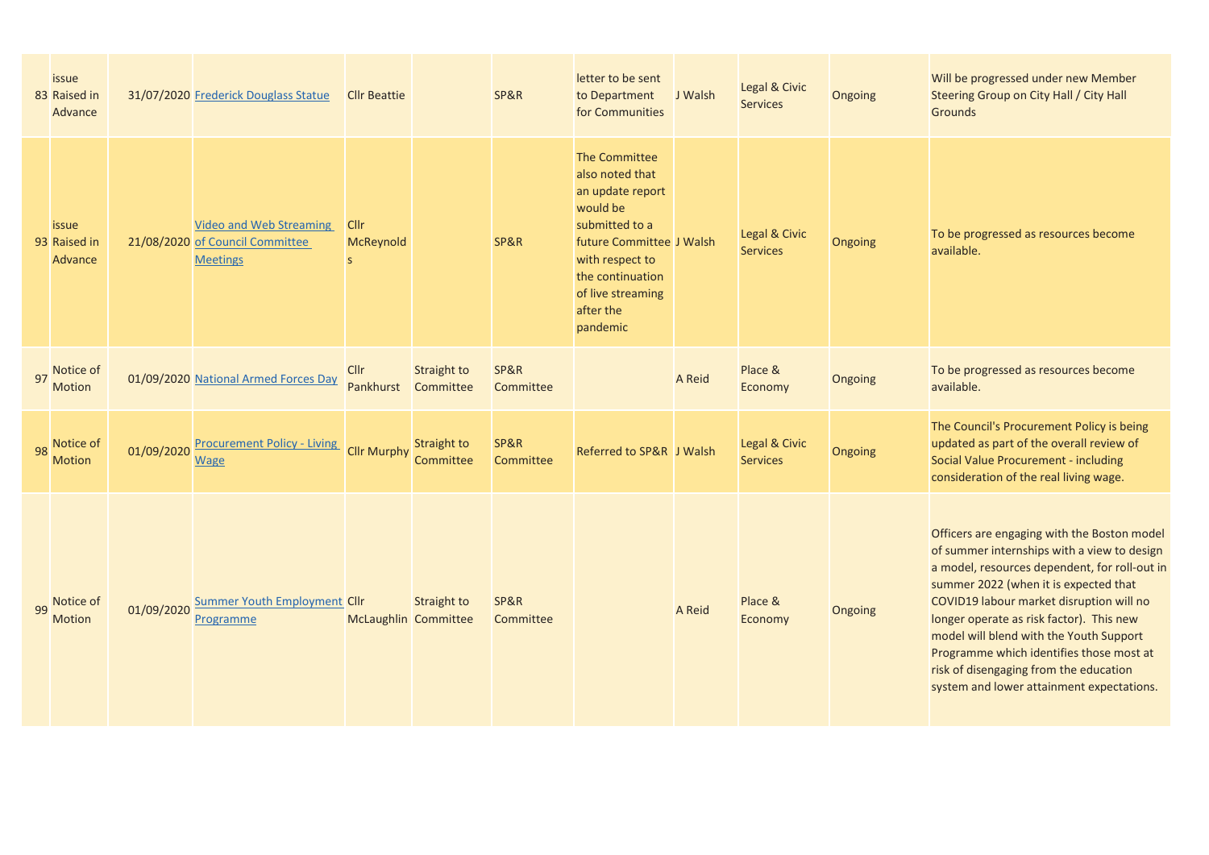| | | | | | | | | | | | |
|---|---|---|---|---|---|---|---|---|---|---|---|
| 83 | issue Raised in Advance | 31/07/2020 | Frederick Douglass Statue | Cllr Beattie | | SP&R | letter to be sent to Department for Communities | J Walsh | Legal & Civic Services | Ongoing | Will be progressed under new Member Steering Group on City Hall / City Hall Grounds |
| 93 | issue Raised in Advance | 21/08/2020 | Video and Web Streaming of Council Committee Meetings | Cllr McReynolds | | SP&R | The Committee also noted that an update report would be submitted to a future Committee with respect to the continuation of live streaming after the pandemic | J Walsh | Legal & Civic Services | Ongoing | To be progressed as resources become available. |
| 97 | Notice of Motion | 01/09/2020 | National Armed Forces Day | Cllr Pankhurst | Straight to Committee | SP&R Committee | | A Reid | Place & Economy | Ongoing | To be progressed as resources become available. |
| 98 | Notice of Motion | 01/09/2020 | Procurement Policy - Living Wage | Cllr Murphy | Straight to Committee | SP&R Committee | Referred to SP&R | J Walsh | Legal & Civic Services | Ongoing | The Council's Procurement Policy is being updated as part of the overall review of Social Value Procurement - including consideration of the real living wage. |
| 99 | Notice of Motion | 01/09/2020 | Summer Youth Employment Programme | Cllr McLaughlin | Straight to Committee | SP&R Committee | | A Reid | Place & Economy | Ongoing | Officers are engaging with the Boston model of summer internships with a view to design a model, resources dependent, for roll-out in summer 2022 (when it is expected that COVID19 labour market disruption will no longer operate as risk factor). This new model will blend with the Youth Support Programme which identifies those most at risk of disengaging from the education system and lower attainment expectations. |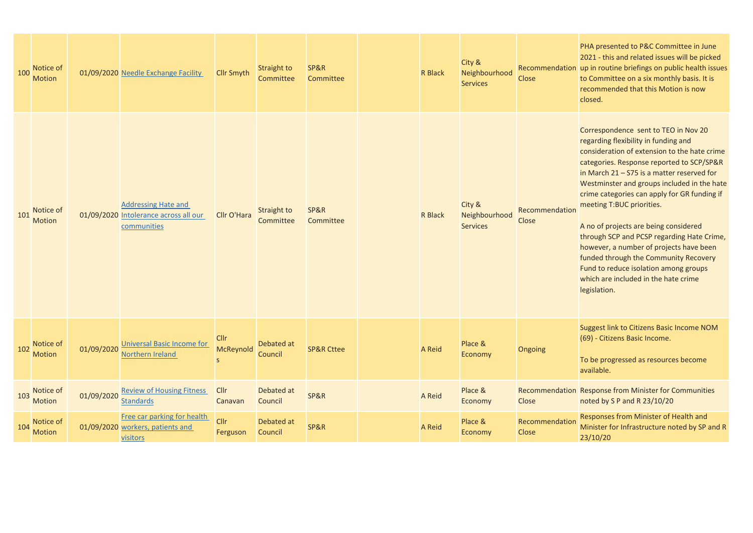| | | | | | | | | | | | |
|---|---|---|---|---|---|---|---|---|---|---|---|
| 100 | Notice of Motion | 01/09/2020 | Needle Exchange Facility | Cllr Smyth | Straight to Committee | SP&R Committee | | R Black | City & Neighbourhood Services | Recommendation Close | PHA presented to P&C Committee in June 2021 - this and related issues will be picked up in routine briefings on public health issues to Committee on a six monthly basis. It is recommended that this Motion is now closed. |
| 101 | Notice of Motion | 01/09/2020 | Addressing Hate and Intolerance across all our communities | Cllr O'Hara | Straight to Committee | SP&R Committee | | R Black | City & Neighbourhood Services | Recommendation Close | Correspondence sent to TEO in Nov 20 regarding flexibility in funding and consideration of extension to the hate crime categories. Response reported to SCP/SP&R in March 21 – S75 is a matter reserved for Westminster and groups included in the hate crime categories can apply for GR funding if meeting T:BUC priorities.<br><br>A no of projects are being considered through SCP and PCSP regarding Hate Crime, however, a number of projects have been funded through the Community Recovery Fund to reduce isolation among groups which are included in the hate crime legislation. |
| 102 | Notice of Motion | 01/09/2020 | Universal Basic Income for Northern Ireland | Cllr McReynolds | Debated at Council | SP&R Cttee | | A Reid | Place & Economy | Ongoing | Suggest link to Citizens Basic Income NOM (69) - Citizens Basic Income.<br><br>To be progressed as resources become available. |
| 103 | Notice of Motion | 01/09/2020 | Review of Housing Fitness Standards | Cllr Canavan | Debated at Council | SP&R | | A Reid | Place & Economy | Recommendation Close | Response from Minister for Communities noted by S P and R 23/10/20 |
| 104 | Notice of Motion | 01/09/2020 | Free car parking for health workers, patients and visitors | Cllr Ferguson | Debated at Council | SP&R | | A Reid | Place & Economy | Recommendation Close | Responses from Minister of Health and Minister for Infrastructure noted by SP and R 23/10/20 |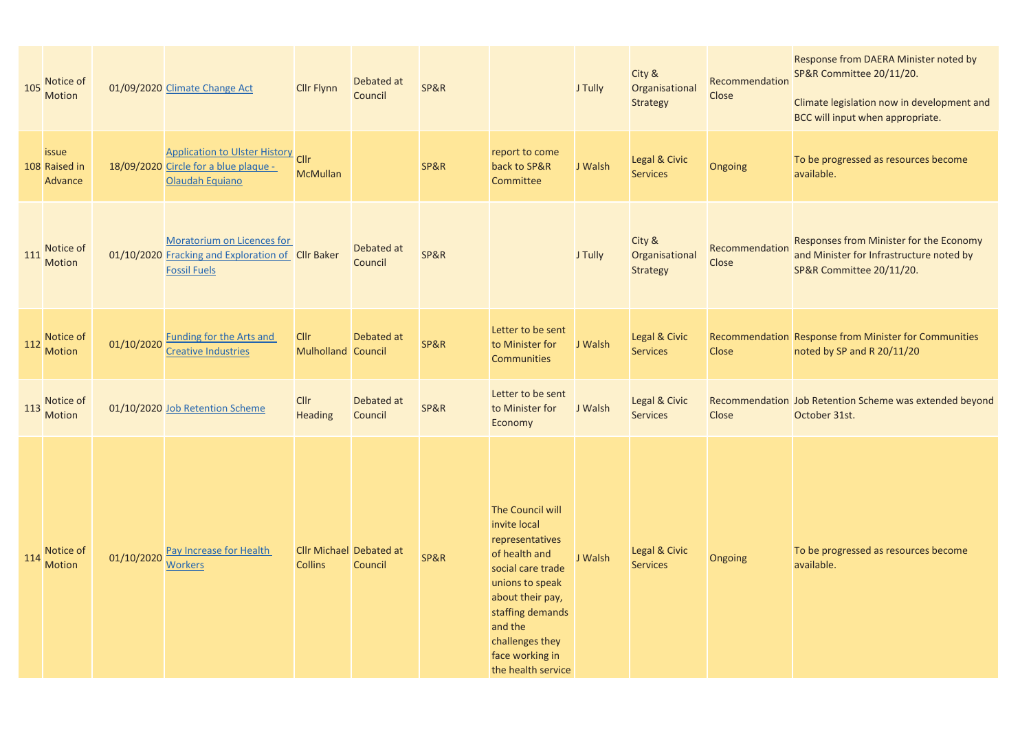| | | | | | | | | | | | |
|---|---|---|---|---|---|---|---|---|---|---|---|
| 105 | Notice of Motion | 01/09/2020 | Climate Change Act | Cllr Flynn | Debated at Council | SP&R | | J Tully | City & Organisational Strategy | Recommendation Close | Response from DAERA Minister noted by SP&R Committee 20/11/20.<br><br>Climate legislation now in development and BCC will input when appropriate. |
| 108 | issue Raised in Advance | 18/09/2020 | Application to Ulster History Circle for a blue plaque - Olaudah Equiano | Cllr McMullan | | SP&R | report to come back to SP&R Committee | J Walsh | Legal & Civic Services | Ongoing | To be progressed as resources become available. |
| 111 | Notice of Motion | 01/10/2020 | Moratorium on Licences for Fracking and Exploration of Fossil Fuels | Cllr Baker | Debated at Council | SP&R | | J Tully | City & Organisational Strategy | Recommendation Close | Responses from Minister for the Economy and Minister for Infrastructure noted by SP&R Committee 20/11/20. |
| 112 | Notice of Motion | 01/10/2020 | Funding for the Arts and Creative Industries | Cllr Mulholland | Debated at Council | SP&R | Letter to be sent to Minister for Communities | J Walsh | Legal & Civic Services | Recommendation Close | Response from Minister for Communities noted by SP and R 20/11/20 |
| 113 | Notice of Motion | 01/10/2020 | Job Retention Scheme | Cllr Heading | Debated at Council | SP&R | Letter to be sent to Minister for Economy | J Walsh | Legal & Civic Services | Recommendation Close | Job Retention Scheme was extended beyond October 31st. |
| 114 | Notice of Motion | 01/10/2020 | Pay Increase for Health Workers | Cllr Michael Collins | Debated at Council | SP&R | The Council will invite local representatives of health and social care trade unions to speak about their pay, staffing demands and the challenges they face working in the health service | J Walsh | Legal & Civic Services | Ongoing | To be progressed as resources become available. |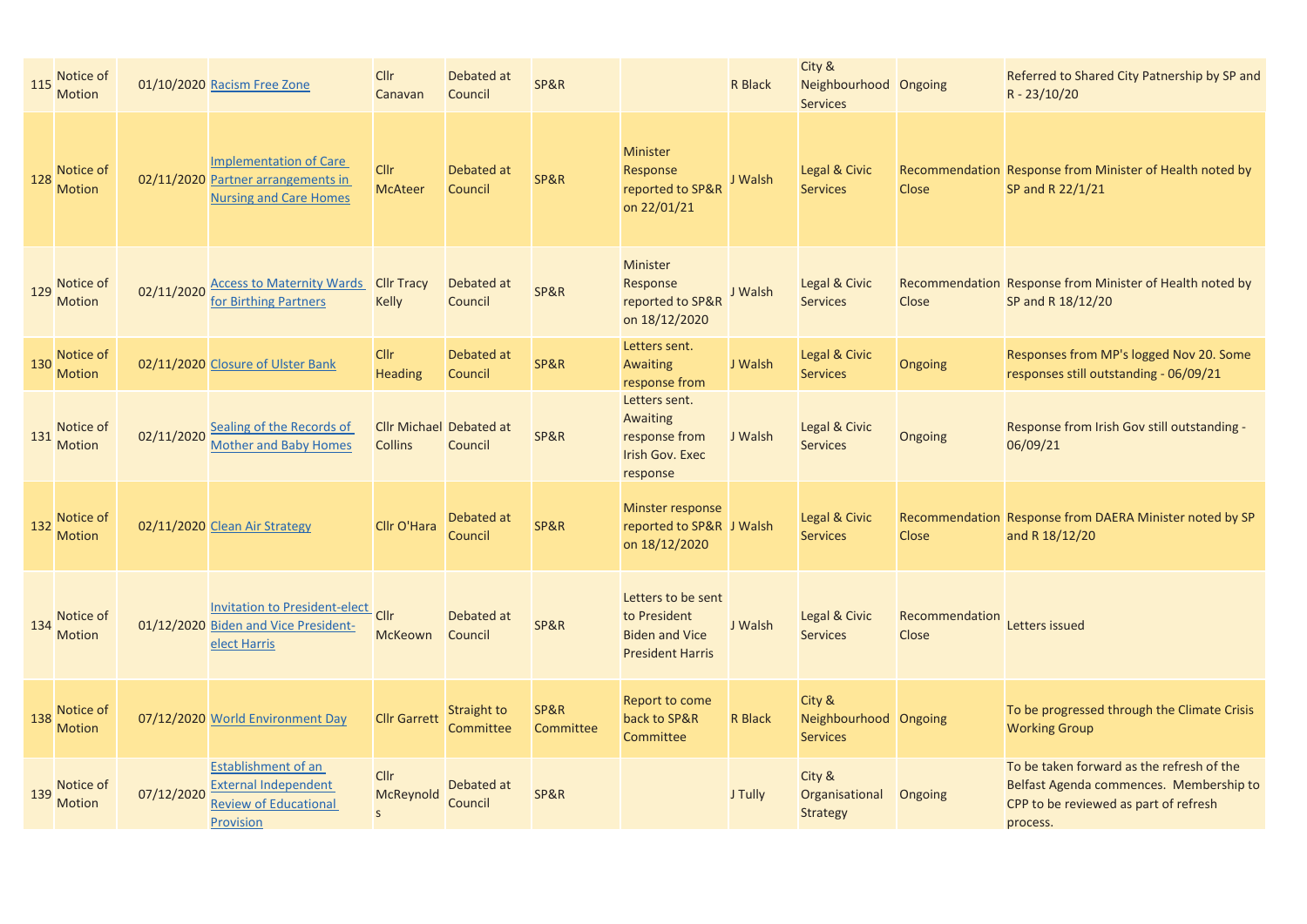| | | | | | | | | | | | |
|---|---|---|---|---|---|---|---|---|---|---|---|
| 115 | Notice of Motion | 01/10/2020 | Racism Free Zone | Cllr Canavan | Debated at Council | SP&R | | R Black | City & Neighbourhood Services | Ongoing | Referred to Shared City Patnership by SP and R - 23/10/20 |
| 128 | Notice of Motion | 02/11/2020 | Implementation of Care Partner arrangements in Nursing and Care Homes | Cllr McAteer | Debated at Council | SP&R | Minister Response reported to SP&R on 22/01/21 | J Walsh | Legal & Civic Services | Recommendation Close | Response from Minister of Health noted by SP and R 22/1/21 |
| 129 | Notice of Motion | 02/11/2020 | Access to Maternity Wards for Birthing Partners | Cllr Tracy Kelly | Debated at Council | SP&R | Minister Response reported to SP&R on 18/12/2020 | J Walsh | Legal & Civic Services | Recommendation Close | Response from Minister of Health noted by SP and R 18/12/20 |
| 130 | Notice of Motion | 02/11/2020 | Closure of Ulster Bank | Cllr Heading | Debated at Council | SP&R | Letters sent. Awaiting response from | J Walsh | Legal & Civic Services | Ongoing | Responses from MP's logged Nov 20. Some responses still outstanding - 06/09/21 |
| 131 | Notice of Motion | 02/11/2020 | Sealing of the Records of Mother and Baby Homes | Cllr Michael Collins | Debated at Council | SP&R | Letters sent. Awaiting response from Irish Gov. Exec response | J Walsh | Legal & Civic Services | Ongoing | Response from Irish Gov still outstanding - 06/09/21 |
| 132 | Notice of Motion | 02/11/2020 | Clean Air Strategy | Cllr O'Hara | Debated at Council | SP&R | Minster response reported to SP&R on 18/12/2020 | J Walsh | Legal & Civic Services | Recommendation Close | Response from DAERA Minister noted by SP and R 18/12/20 |
| 134 | Notice of Motion | 01/12/2020 | Invitation to President-elect Biden and Vice President-elect Harris | Cllr McKeown | Debated at Council | SP&R | Letters to be sent to President Biden and Vice President Harris | J Walsh | Legal & Civic Services | Recommendation Close | Letters issued |
| 138 | Notice of Motion | 07/12/2020 | World Environment Day | Cllr Garrett | Straight to Committee | SP&R Committee | Report to come back to SP&R Committee | R Black | City & Neighbourhood Services | Ongoing | To be progressed through the Climate Crisis Working Group |
| 139 | Notice of Motion | 07/12/2020 | Establishment of an External Independent Review of Educational Provision | Cllr McReynolds | Debated at Council | SP&R | | J Tully | City & Organisational Strategy | Ongoing | To be taken forward as the refresh of the Belfast Agenda commences. Membership to CPP to be reviewed as part of refresh process. |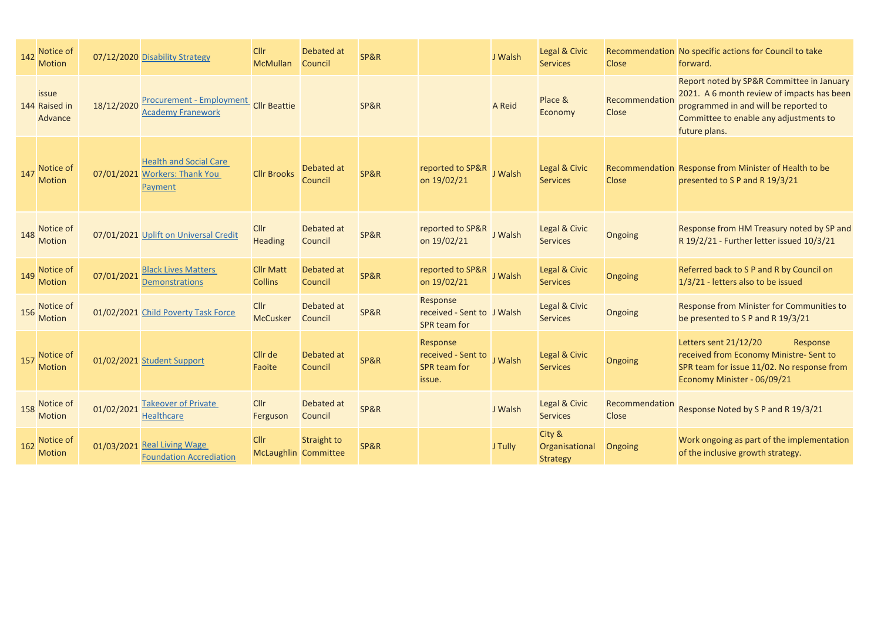| | | | | | | | | | | | |
|---|---|---|---|---|---|---|---|---|---|---|---|
| 142 | Notice of Motion | 07/12/2020 | Disability Strategy | Cllr McMullan | Debated at Council | SP&R | | J Walsh | Legal & Civic Services | Recommendation Close | No specific actions for Council to take forward. |
| 144 | issue Raised in Advance | 18/12/2020 | Procurement - Employment Academy Framework | Cllr Beattie | | SP&R | | A Reid | Place & Economy | Recommendation Close | Report noted by SP&R Committee in January 2021. A 6 month review of impacts has been programmed in and will be reported to Committee to enable any adjustments to future plans. |
| 147 | Notice of Motion | 07/01/2021 | Health and Social Care Workers: Thank You Payment | Cllr Brooks | Debated at Council | SP&R | reported to SP&R on 19/02/21 | J Walsh | Legal & Civic Services | Recommendation Close | Response from Minister of Health to be presented to S P and R 19/3/21 |
| 148 | Notice of Motion | 07/01/2021 | Uplift on Universal Credit | Cllr Heading | Debated at Council | SP&R | reported to SP&R on 19/02/21 | J Walsh | Legal & Civic Services | Ongoing | Response from HM Treasury noted by SP and R 19/2/21 - Further letter issued 10/3/21 |
| 149 | Notice of Motion | 07/01/2021 | Black Lives Matters Demonstrations | Cllr Matt Collins | Debated at Council | SP&R | reported to SP&R on 19/02/21 | J Walsh | Legal & Civic Services | Ongoing | Referred back to S P and R by Council on 1/3/21 - letters also to be issued |
| 156 | Notice of Motion | 01/02/2021 | Child Poverty Task Force | Cllr McCusker | Debated at Council | SP&R | Response received - Sent to SPR team for | J Walsh | Legal & Civic Services | Ongoing | Response from Minister for Communities to be presented to S P and R 19/3/21 |
| 157 | Notice of Motion | 01/02/2021 | Student Support | Cllr de Faoite | Debated at Council | SP&R | Response received - Sent to SPR team for issue. | J Walsh | Legal & Civic Services | Ongoing | Letters sent 21/12/20 Response received from Economy Ministre- Sent to SPR team for issue 11/02. No response from Economy Minister - 06/09/21 |
| 158 | Notice of Motion | 01/02/2021 | Takeover of Private Healthcare | Cllr Ferguson | Debated at Council | SP&R | | J Walsh | Legal & Civic Services | Recommendation Close | Response Noted by S P and R 19/3/21 |
| 162 | Notice of Motion | 01/03/2021 | Real Living Wage Foundation Accrediation | Cllr McLaughlin | Straight to Committee | SP&R | | J Tully | City & Organisational Strategy | Ongoing | Work ongoing as part of the implementation of the inclusive growth strategy. |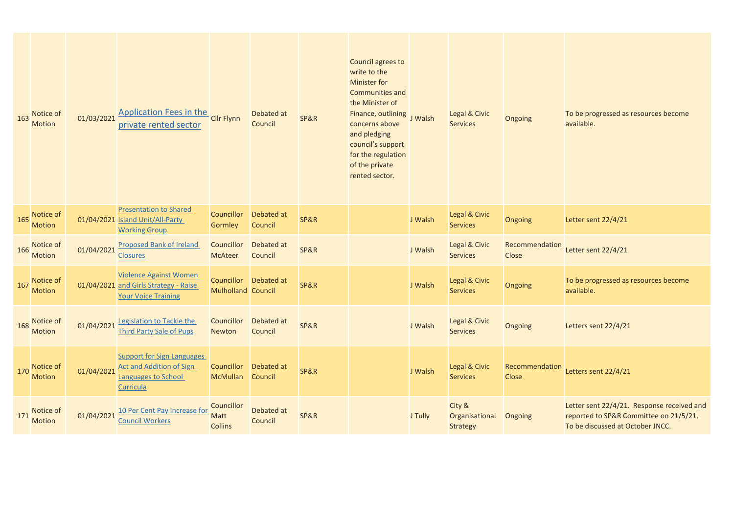| | | | | | | | | | | | |
|---|---|---|---|---|---|---|---|---|---|---|---|
| 163 | Notice of Motion | 01/03/2021 | Application Fees in the private rented sector | Cllr Flynn | Debated at Council | SP&R | Council agrees to write to the Minister for Communities and the Minister of Finance, outlining concerns above and pledging council's support for the regulation of the private rented sector. | J Walsh | Legal & Civic Services | Ongoing | To be progressed as resources become available. |
| 165 | Notice of Motion | 01/04/2021 | Presentation to Shared Island Unit/All-Party Working Group | Councillor Gormley | Debated at Council | SP&R | | J Walsh | Legal & Civic Services | Ongoing | Letter sent 22/4/21 |
| 166 | Notice of Motion | 01/04/2021 | Proposed Bank of Ireland Closures | Councillor McAteer | Debated at Council | SP&R | | J Walsh | Legal & Civic Services | Recommendation Close | Letter sent 22/4/21 |
| 167 | Notice of Motion | 01/04/2021 | Violence Against Women and Girls Strategy - Raise Your Voice Training | Councillor Mulholland | Debated at Council | SP&R | | J Walsh | Legal & Civic Services | Ongoing | To be progressed as resources become available. |
| 168 | Notice of Motion | 01/04/2021 | Legislation to Tackle the Third Party Sale of Pups | Councillor Newton | Debated at Council | SP&R | | J Walsh | Legal & Civic Services | Ongoing | Letters sent 22/4/21 |
| 170 | Notice of Motion | 01/04/2021 | Support for Sign Languages Act and Addition of Sign Languages to School Curricula | Councillor McMullan | Debated at Council | SP&R | | J Walsh | Legal & Civic Services | Recommendation Close | Letters sent 22/4/21 |
| 171 | Notice of Motion | 01/04/2021 | 10 Per Cent Pay Increase for Council Workers | Councillor Matt Collins | Debated at Council | SP&R | | J Tully | City & Organisational Strategy | Ongoing | Letter sent 22/4/21. Response received and reported to SP&R Committee on 21/5/21. To be discussed at October JNCC. |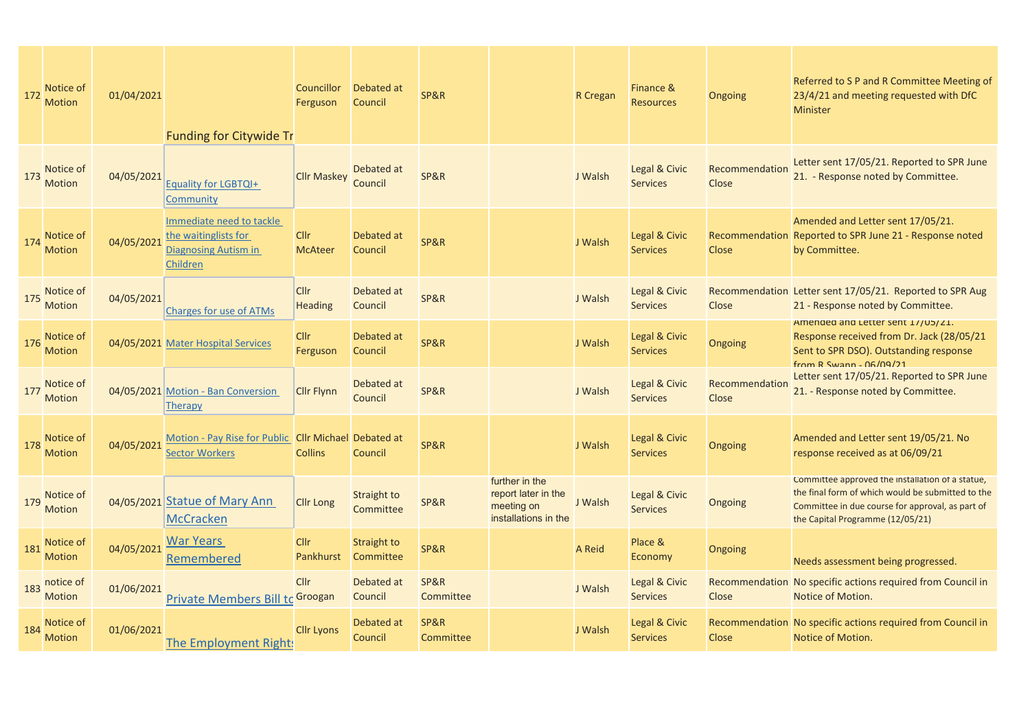| | | | | | | | | | | | |
|---|---|---|---|---|---|---|---|---|---|---|---|
| 172 | Notice of Motion | 01/04/2021 | Funding for Citywide Tr | Councillor Ferguson | Debated at Council | SP&R | | R Cregan | Finance & Resources | Ongoing | Referred to S P and R Committee Meeting of 23/4/21 and meeting requested with DfC Minister |
| 173 | Notice of Motion | 04/05/2021 | Equality for LGBTQI+ Community | Cllr Maskey | Debated at Council | SP&R | | J Walsh | Legal & Civic Services | Recommendation Close | Letter sent 17/05/21. Reported to SPR June 21. - Response noted by Committee. |
| 174 | Notice of Motion | 04/05/2021 | Immediate need to tackle the waitinglists for Diagnosing Autism in Children | Cllr McAteer | Debated at Council | SP&R | | J Walsh | Legal & Civic Services | Recommendation Close | Amended and Letter sent 17/05/21. Reported to SPR June 21 - Response noted by Committee. |
| 175 | Notice of Motion | 04/05/2021 | Charges for use of ATMs | Cllr Heading | Debated at Council | SP&R | | J Walsh | Legal & Civic Services | Recommendation Close | Letter sent 17/05/21. Reported to SPR Aug 21 - Response noted by Committee. |
| 176 | Notice of Motion | 04/05/2021 | Mater Hospital Services | Cllr Ferguson | Debated at Council | SP&R | | J Walsh | Legal & Civic Services | Ongoing | Amended and Letter sent 17/05/21. Response received from Dr. Jack (28/05/21 Sent to SPR DSO). Outstanding response from R Swann - 06/09/21 |
| 177 | Notice of Motion | 04/05/2021 | Motion - Ban Conversion Therapy | Cllr Flynn | Debated at Council | SP&R | | J Walsh | Legal & Civic Services | Recommendation Close | Letter sent 17/05/21. Reported to SPR June 21. - Response noted by Committee. |
| 178 | Notice of Motion | 04/05/2021 | Motion - Pay Rise for Public Sector Workers | Cllr Michael Collins | Debated at Council | SP&R | | J Walsh | Legal & Civic Services | Ongoing | Amended and Letter sent 19/05/21. No response received as at 06/09/21 |
| 179 | Notice of Motion | 04/05/2021 | Statue of Mary Ann McCracken | Cllr Long | Straight to Committee | SP&R | further in the report later in the meeting on installations in the | J Walsh | Legal & Civic Services | Ongoing | Committee approved the installation of a statue, the final form of which would be submitted to the Committee in due course for approval, as part of the Capital Programme (12/05/21) |
| 181 | Notice of Motion | 04/05/2021 | War Years Remembered | Cllr Pankhurst | Straight to Committee | SP&R | | A Reid | Place & Economy | Ongoing | Needs assessment being progressed. |
| 183 | notice of Motion | 01/06/2021 | Private Members Bill to | Cllr Groogan | Debated at Council | SP&R Committee | | J Walsh | Legal & Civic Services | Recommendation Close | No specific actions required from Council in Notice of Motion. |
| 184 | Notice of Motion | 01/06/2021 | The Employment Rights | Cllr Lyons | Debated at Council | SP&R Committee | | J Walsh | Legal & Civic Services | Recommendation Close | No specific actions required from Council in Notice of Motion. |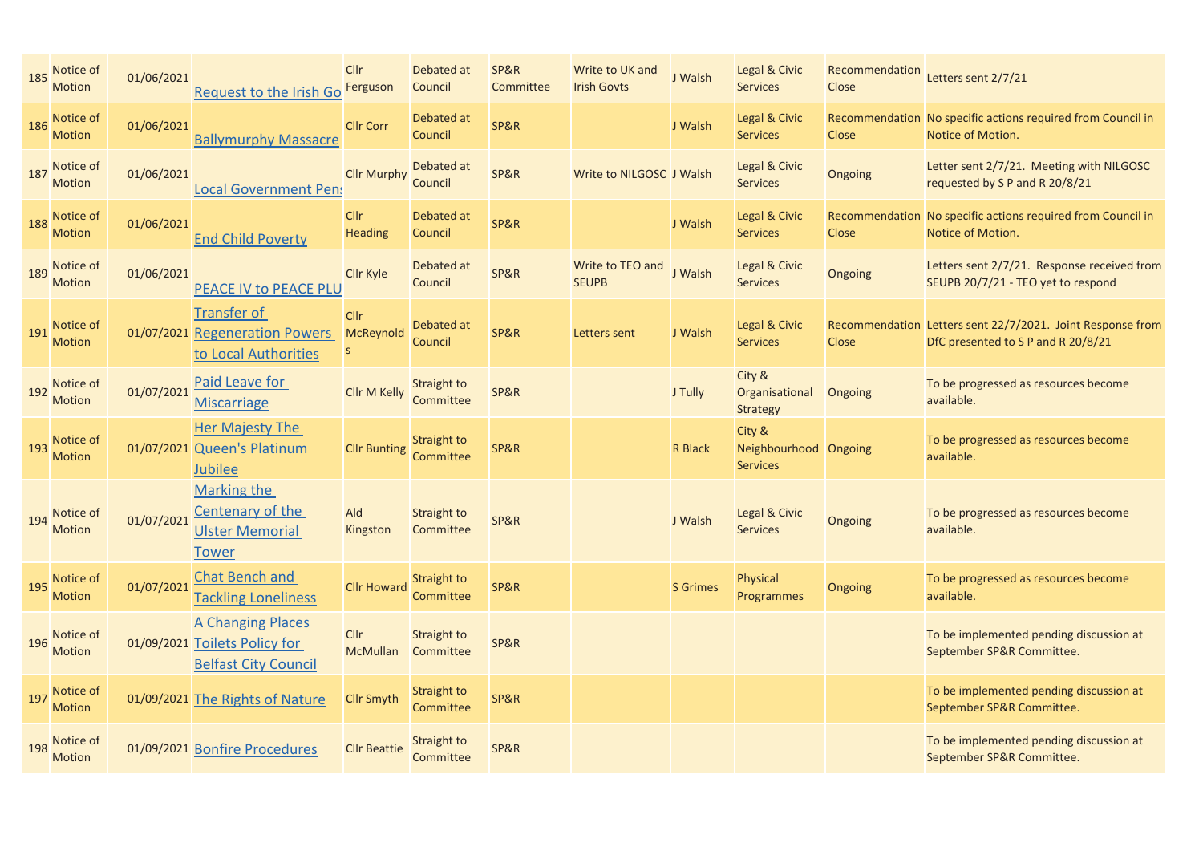| 185 | Notice of Motion | 01/06/2021 | Request to the Irish Go | Cllr Ferguson | Debated at Council | SP&R Committee | Write to UK and Irish Govts | J Walsh | Legal & Civic Services | Recommendation Close | Letters sent 2/7/21 |
|---|---|---|---|---|---|---|---|---|---|---|---|
| 186 | Notice of Motion | 01/06/2021 | Ballymurphy Massacre | Cllr Corr | Debated at Council | SP&R | | J Walsh | Legal & Civic Services | Recommendation Close | No specific actions required from Council in Notice of Motion. |
| 187 | Notice of Motion | 01/06/2021 | Local Government Pens | Cllr Murphy | Debated at Council | SP&R | Write to NILGOSC | J Walsh | Legal & Civic Services | Ongoing | Letter sent 2/7/21. Meeting with NILGOSC requested by S P and R 20/8/21 |
| 188 | Notice of Motion | 01/06/2021 | End Child Poverty | Cllr Heading | Debated at Council | SP&R | | J Walsh | Legal & Civic Services | Recommendation Close | No specific actions required from Council in Notice of Motion. |
| 189 | Notice of Motion | 01/06/2021 | PEACE IV to PEACE PLU | Cllr Kyle | Debated at Council | SP&R | Write to TEO and SEUPB | J Walsh | Legal & Civic Services | Ongoing | Letters sent 2/7/21. Response received from SEUPB 20/7/21 - TEO yet to respond |
| 191 | Notice of Motion | 01/07/2021 | Transfer of Regeneration Powers to Local Authorities | Cllr McReynolds | Debated at Council | SP&R | Letters sent | J Walsh | Legal & Civic Services | Recommendation Close | Letters sent 22/7/2021. Joint Response from DfC presented to S P and R 20/8/21 |
| 192 | Notice of Motion | 01/07/2021 | Paid Leave for Miscarriage | Cllr M Kelly | Straight to Committee | SP&R | | J Tully | City & Organisational Strategy | Ongoing | To be progressed as resources become available. |
| 193 | Notice of Motion | 01/07/2021 | Her Majesty The Queen's Platinum Jubilee | Cllr Bunting | Straight to Committee | SP&R | | R Black | City & Neighbourhood Services | Ongoing | To be progressed as resources become available. |
| 194 | Notice of Motion | 01/07/2021 | Marking the Centenary of the Ulster Memorial Tower | Ald Kingston | Straight to Committee | SP&R | | J Walsh | Legal & Civic Services | Ongoing | To be progressed as resources become available. |
| 195 | Notice of Motion | 01/07/2021 | Chat Bench and Tackling Loneliness | Cllr Howard | Straight to Committee | SP&R | | S Grimes | Physical Programmes | Ongoing | To be progressed as resources become available. |
| 196 | Notice of Motion | 01/09/2021 | A Changing Places Toilets Policy for Belfast City Council | Cllr McMullan | Straight to Committee | SP&R | | | | | To be implemented pending discussion at September SP&R Committee. |
| 197 | Notice of Motion | 01/09/2021 | The Rights of Nature | Cllr Smyth | Straight to Committee | SP&R | | | | | To be implemented pending discussion at September SP&R Committee. |
| 198 | Notice of Motion | 01/09/2021 | Bonfire Procedures | Cllr Beattie | Straight to Committee | SP&R | | | | | To be implemented pending discussion at September SP&R Committee. |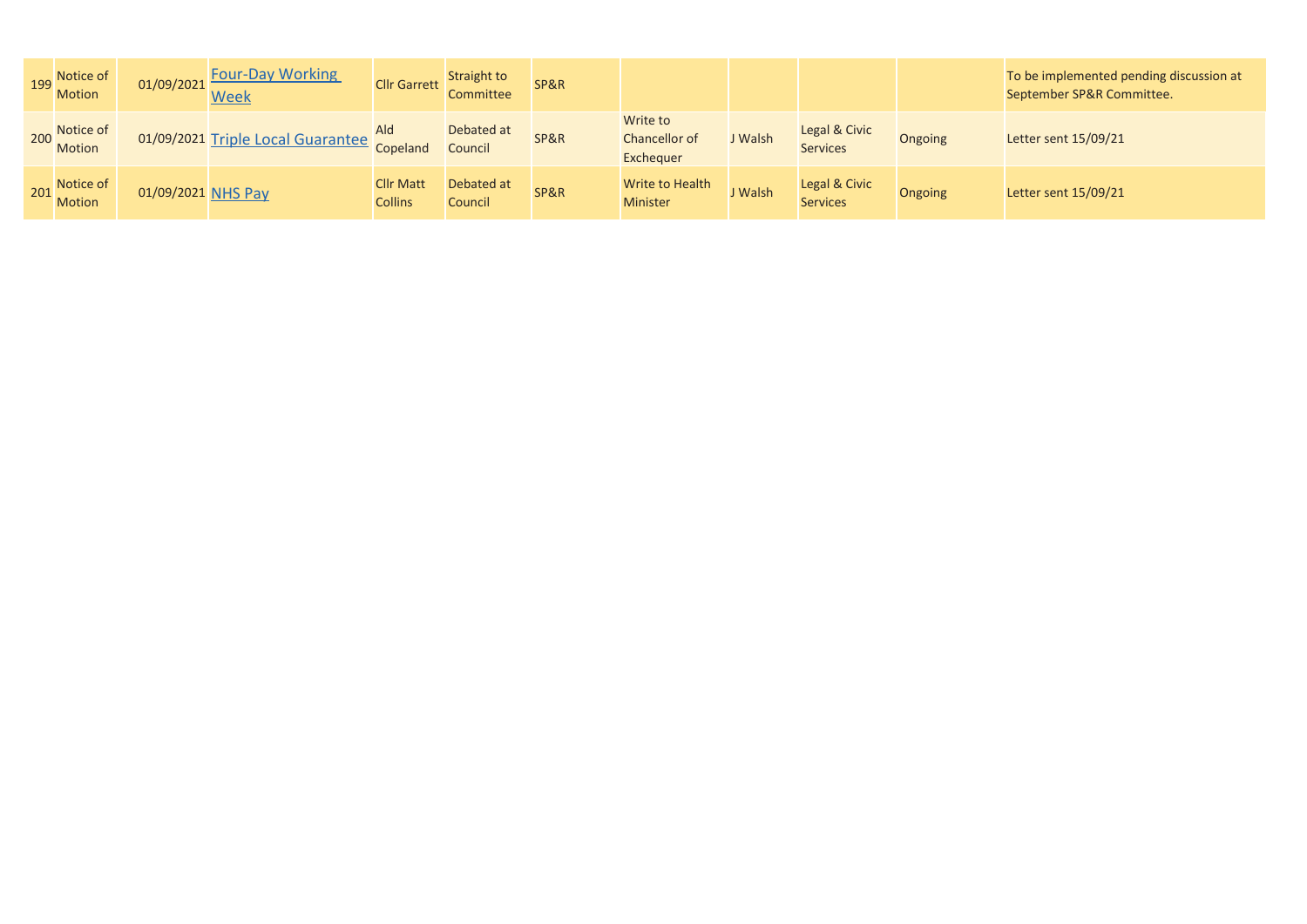| | | | | | | | | | | | |
|---|---|---|---|---|---|---|---|---|---|---|---|
| 199 | Notice of Motion | 01/09/2021 | Four-Day Working Week | Cllr Garrett | Straight to Committee | SP&R | | | | | To be implemented pending discussion at September SP&R Committee. |
| 200 | Notice of Motion | 01/09/2021 | Triple Local Guarantee | Ald Copeland | Debated at Council | SP&R | Write to Chancellor of Exchequer | J Walsh | Legal & Civic Services | Ongoing | Letter sent 15/09/21 |
| 201 | Notice of Motion | 01/09/2021 | NHS Pay | Cllr Matt Collins | Debated at Council | SP&R | Write to Health Minister | J Walsh | Legal & Civic Services | Ongoing | Letter sent 15/09/21 |